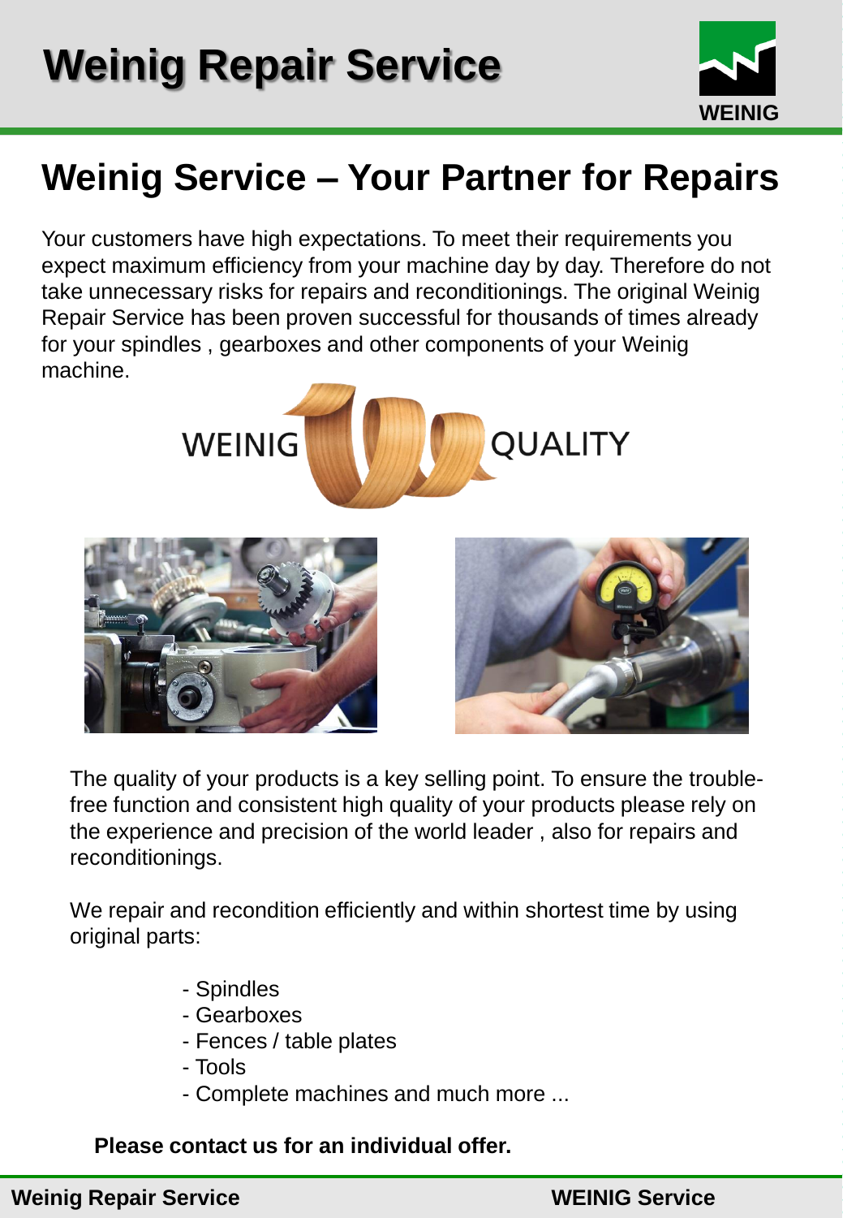# Weinig Repair Service

## Weinig Service – Your Partner for Repairs

Your customers have high expectations. To meet their requirements you expect maximum efficiency from your machine day by day. Therefore do not take unnecessary risks for repairs and reconditionings. The original Weinig Repair Service has been proven successful for thousands of times already for your spindles , gearboxes and other components of your Weinig machine.

The quality of your products is a key selling point. To ensure the trouble-free function and consistent high quality of your products please rely on the experience and precision of the world leader , also for repairs and reconditionings.

We repair and recondition efficiently and within shortest time by using original parts:

- Spindles
- Gearboxes
- Fences / table plates
- Tools
- Complete machines and much more ...

**Please contact us for an individual offer.**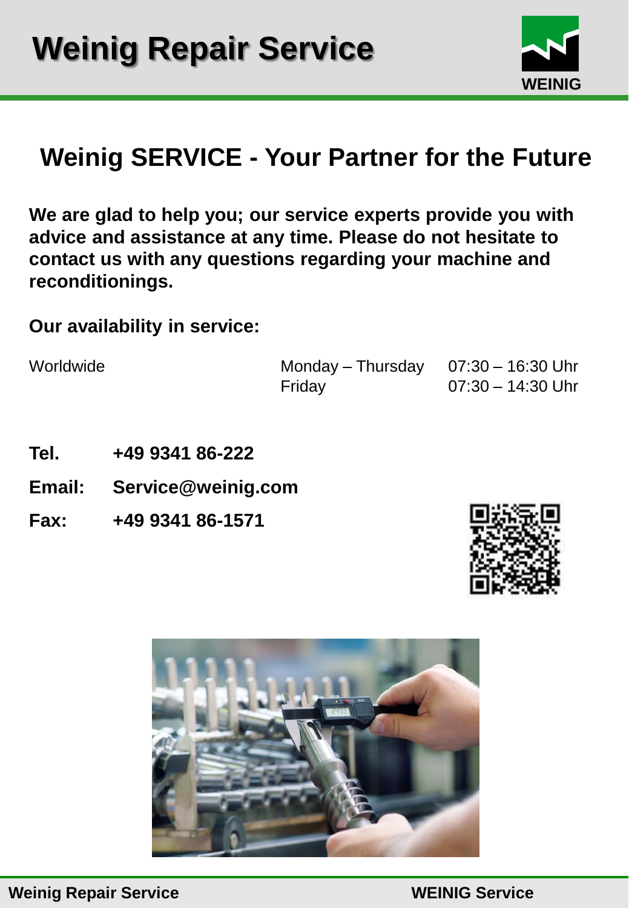# Weinig Repair Service

## Weinig SERVICE - Your Partner for the Future

**We are glad to help you; our service experts provide you with advice and assistance at any time. Please do not hesitate to contact us with any questions regarding your machine and reconditionings.**

**Our availability in service:**

| | | |
|---|---|---|
| Worldwide | Monday – Thursday | 07:30 – 16:30 Uhr |
| | Friday | 07:30 – 14:30 Uhr |

**Tel.** **+49 9341 86-222**

**Email:** **Service@weinig.com**

**Fax:** **+49 9341 86-1571**